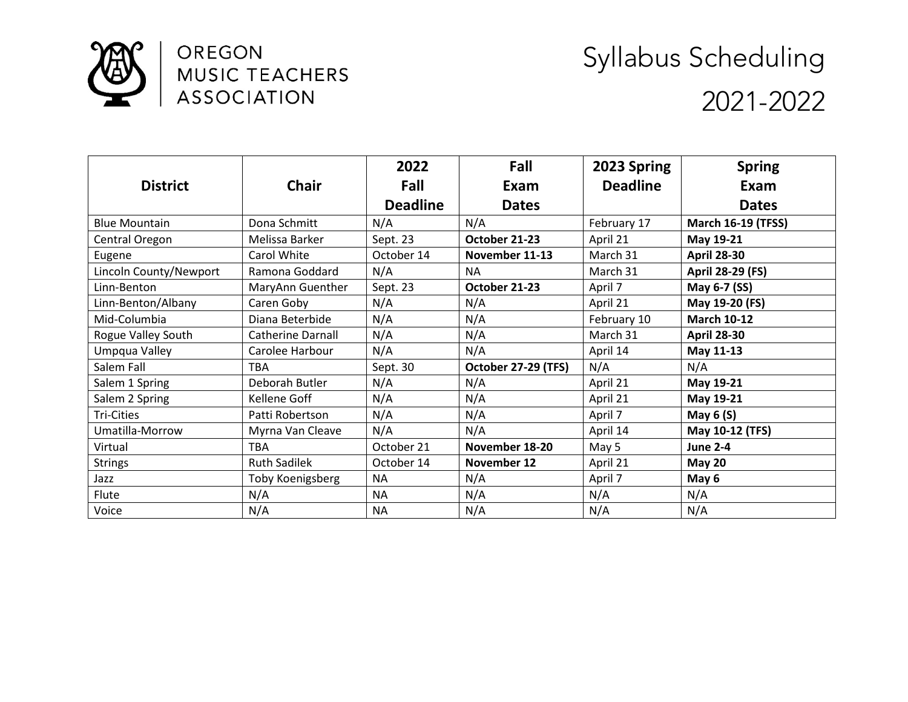# OREGON MUSIC TEACHERS ASSOCIATION

# Syllabus Scheduling 2021-2022

| District | Chair | 2022 Fall Deadline | Fall Exam Dates | 2023 Spring Deadline | Spring Exam Dates |
|---|---|---|---|---|---|
| Blue Mountain | Dona Schmitt | N/A | N/A | February 17 | **March 16-19 (TFSS)** |
| Central Oregon | Melissa Barker | Sept. 23 | **October 21-23** | April 21 | **May 19-21** |
| Eugene | Carol White | October 14 | **November 11-13** | March 31 | **April 28-30** |
| Lincoln County/Newport | Ramona Goddard | N/A | NA | March 31 | **April 28-29 (FS)** |
| Linn-Benton | MaryAnn Guenther | Sept. 23 | **October 21-23** | April 7 | **May 6-7 (SS)** |
| Linn-Benton/Albany | Caren Goby | N/A | N/A | April 21 | **May 19-20 (FS)** |
| Mid-Columbia | Diana Beterbide | N/A | N/A | February 10 | **March 10-12** |
| Rogue Valley South | Catherine Darnall | N/A | N/A | March 31 | **April 28-30** |
| Umpqua Valley | Carolee Harbour | N/A | N/A | April 14 | **May 11-13** |
| Salem Fall | TBA | Sept. 30 | **October 27-29 (TFS)** | N/A | N/A |
| Salem 1 Spring | Deborah Butler | N/A | N/A | April 21 | **May 19-21** |
| Salem 2 Spring | Kellene Goff | N/A | N/A | April 21 | **May 19-21** |
| Tri-Cities | Patti Robertson | N/A | N/A | April 7 | **May 6 (S)** |
| Umatilla-Morrow | Myrna Van Cleave | N/A | N/A | April 14 | **May 10-12 (TFS)** |
| Virtual | TBA | October 21 | **November 18-20** | May 5 | **June 2-4** |
| Strings | Ruth Sadilek | October 14 | **November 12** | April 21 | **May 20** |
| Jazz | Toby Koenigsberg | NA | N/A | April 7 | **May 6** |
| Flute | N/A | NA | N/A | N/A | N/A |
| Voice | N/A | NA | N/A | N/A | N/A |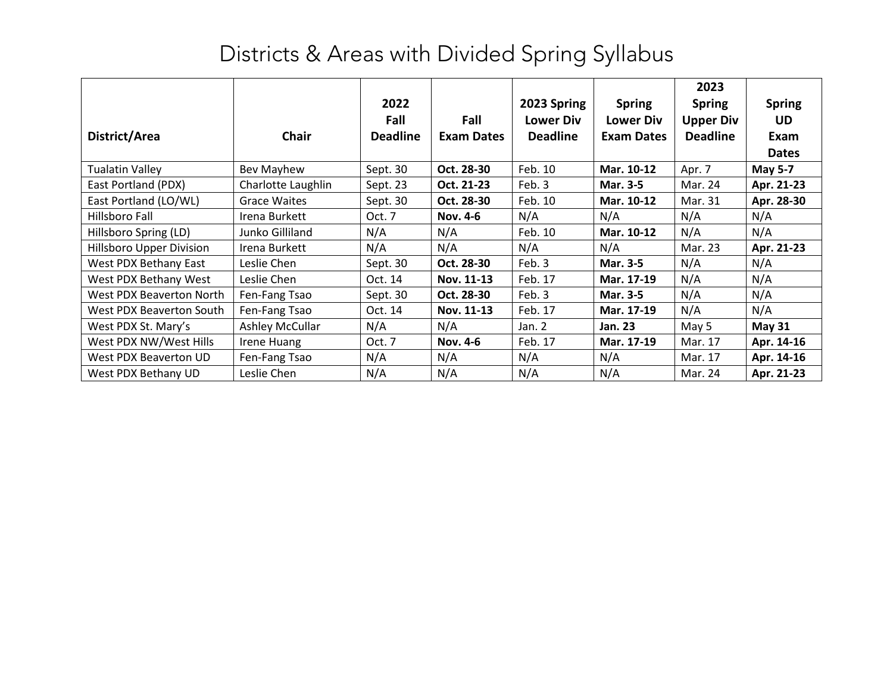# Districts & Areas with Divided Spring Syllabus

| District/Area | Chair | 2022 Fall Deadline | Fall Exam Dates | 2023 Spring Lower Div Deadline | Spring Lower Div Exam Dates | 2023 Spring Upper Div Deadline | Spring UD Exam Dates |
|---|---|---|---|---|---|---|---|
| Tualatin Valley | Bev Mayhew | Sept. 30 | **Oct. 28-30** | Feb. 10 | **Mar. 10-12** | Apr. 7 | **May 5-7** |
| East Portland (PDX) | Charlotte Laughlin | Sept. 23 | **Oct. 21-23** | Feb. 3 | **Mar. 3-5** | Mar. 24 | **Apr. 21-23** |
| East Portland (LO/WL) | Grace Waites | Sept. 30 | **Oct. 28-30** | Feb. 10 | **Mar. 10-12** | Mar. 31 | **Apr. 28-30** |
| Hillsboro Fall | Irena Burkett | Oct. 7 | **Nov. 4-6** | N/A | N/A | N/A | N/A |
| Hillsboro Spring (LD) | Junko Gilliland | N/A | N/A | Feb. 10 | **Mar. 10-12** | N/A | N/A |
| Hillsboro Upper Division | Irena Burkett | N/A | N/A | N/A | N/A | Mar. 23 | **Apr. 21-23** |
| West PDX Bethany East | Leslie Chen | Sept. 30 | **Oct. 28-30** | Feb. 3 | **Mar. 3-5** | N/A | N/A |
| West PDX Bethany West | Leslie Chen | Oct. 14 | **Nov. 11-13** | Feb. 17 | **Mar. 17-19** | N/A | N/A |
| West PDX Beaverton North | Fen-Fang Tsao | Sept. 30 | **Oct. 28-30** | Feb. 3 | **Mar. 3-5** | N/A | N/A |
| West PDX Beaverton South | Fen-Fang Tsao | Oct. 14 | **Nov. 11-13** | Feb. 17 | **Mar. 17-19** | N/A | N/A |
| West PDX St. Mary's | Ashley McCullar | N/A | N/A | Jan. 2 | **Jan. 23** | May 5 | **May 31** |
| West PDX NW/West Hills | Irene Huang | Oct. 7 | **Nov. 4-6** | Feb. 17 | **Mar. 17-19** | Mar. 17 | **Apr. 14-16** |
| West PDX Beaverton UD | Fen-Fang Tsao | N/A | N/A | N/A | N/A | Mar. 17 | **Apr. 14-16** |
| West PDX Bethany UD | Leslie Chen | N/A | N/A | N/A | N/A | Mar. 24 | **Apr. 21-23** |